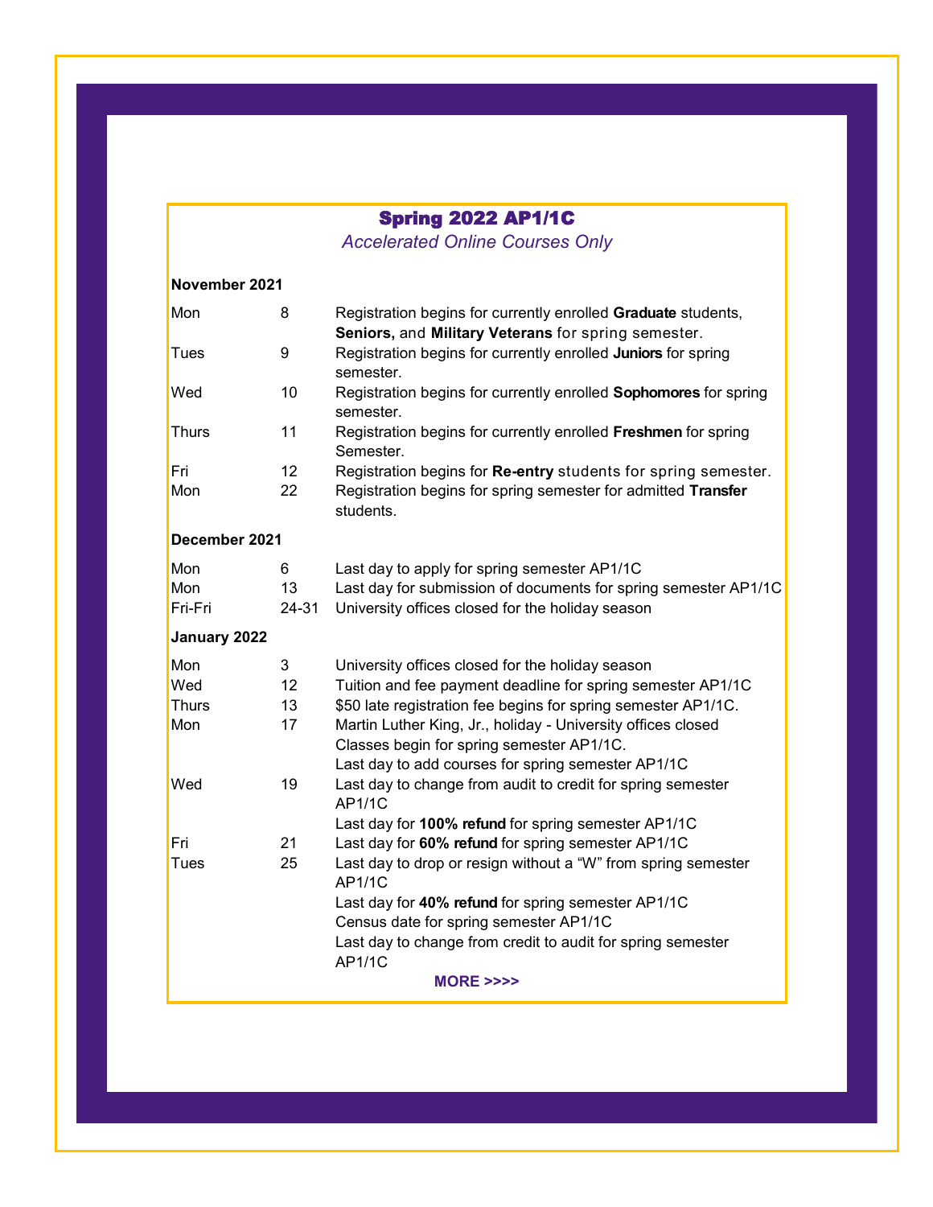## Spring 2022 AP1/1C

*Accelerated Online Courses Only*

### November 2021

| | | |
|---|---|---|
| Mon | 8 | Registration begins for currently enrolled **Graduate** students, **Seniors,** and **Military Veterans** for spring semester. |
| Tues | 9 | Registration begins for currently enrolled **Juniors** for spring semester. |
| Wed | 10 | Registration begins for currently enrolled **Sophomores** for spring semester. |
| Thurs | 11 | Registration begins for currently enrolled **Freshmen** for spring Semester. |
| Fri | 12 | Registration begins for **Re-entry** students for spring semester. |
| Mon | 22 | Registration begins for spring semester for admitted **Transfer** students. |

### December 2021

| | | |
|---|---|---|
| Mon | 6 | Last day to apply for spring semester AP1/1C |
| Mon | 13 | Last day for submission of documents for spring semester AP1/1C |
| Fri-Fri | 24-31 | University offices closed for the holiday season |

### January 2022

| | | |
|---|---|---|
| Mon | 3 | University offices closed for the holiday season |
| Wed | 12 | Tuition and fee payment deadline for spring semester AP1/1C |
| Thurs | 13 | $50 late registration fee begins for spring semester AP1/1C. |
| Mon | 17 | Martin Luther King, Jr., holiday - University offices closed<br>Classes begin for spring semester AP1/1C.<br>Last day to add courses for spring semester AP1/1C |
| Wed | 19 | Last day to change from audit to credit for spring semester AP1/1C<br>Last day for **100% refund** for spring semester AP1/1C |
| Fri | 21 | Last day for **60% refund** for spring semester AP1/1C |
| Tues | 25 | Last day to drop or resign without a “W” from spring semester AP1/1C<br>Last day for **40% refund** for spring semester AP1/1C<br>Census date for spring semester AP1/1C<br>Last day to change from credit to audit for spring semester AP1/1C |

**MORE >>>>**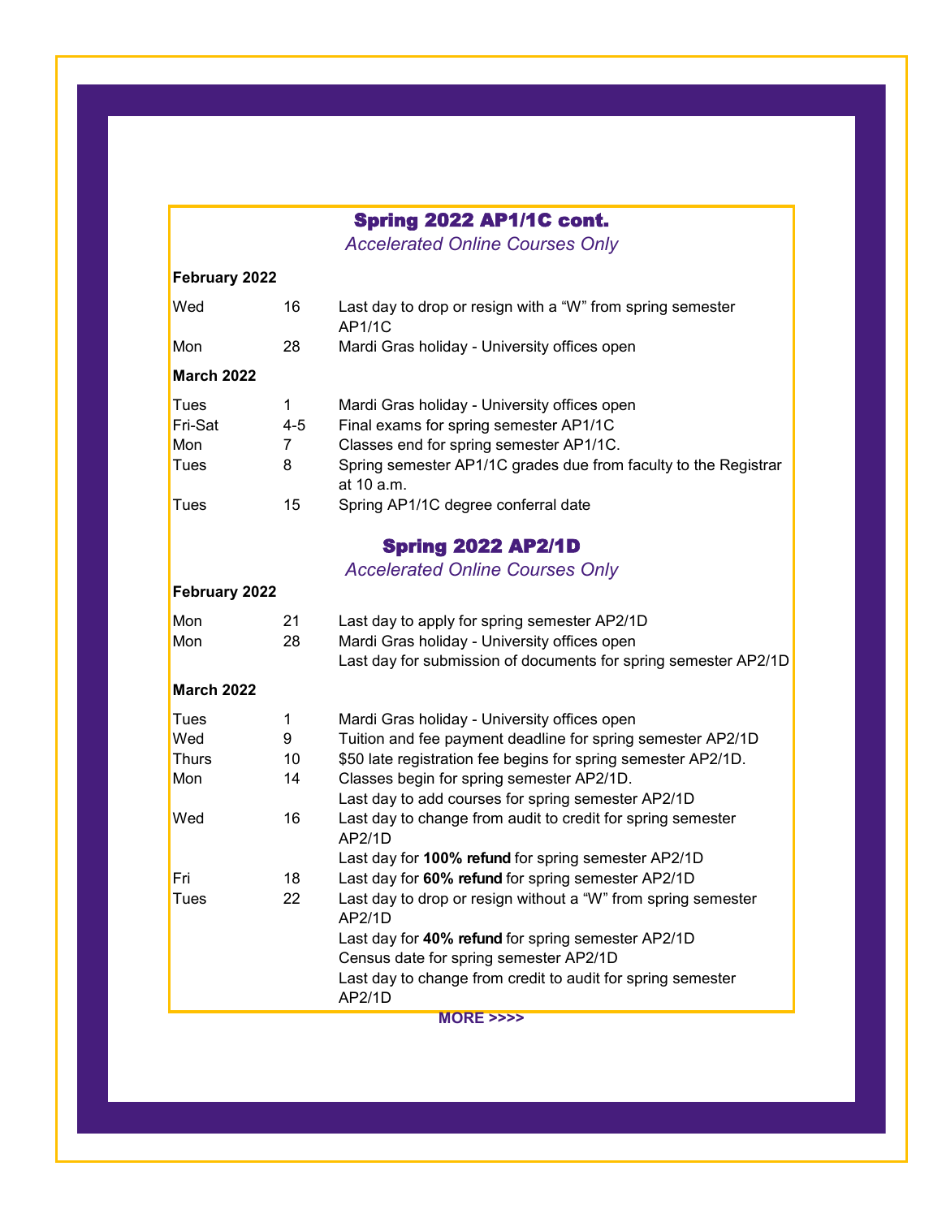## Spring 2022 AP1/1C cont.

*Accelerated Online Courses Only*

**February 2022**

| | | |
|---|---|---|
| Wed | 16 | Last day to drop or resign with a "W" from spring semester AP1/1C |
| Mon | 28 | Mardi Gras holiday - University offices open |

**March 2022**

| | | |
|---|---|---|
| Tues | 1 | Mardi Gras holiday - University offices open |
| Fri-Sat | 4-5 | Final exams for spring semester AP1/1C |
| Mon | 7 | Classes end for spring semester AP1/1C. |
| Tues | 8 | Spring semester AP1/1C grades due from faculty to the Registrar at 10 a.m. |
| Tues | 15 | Spring AP1/1C degree conferral date |

## Spring 2022 AP2/1D

*Accelerated Online Courses Only*

**February 2022**

| | | |
|---|---|---|
| Mon | 21 | Last day to apply for spring semester AP2/1D |
| Mon | 28 | Mardi Gras holiday - University offices open |
| | | Last day for submission of documents for spring semester AP2/1D |

**March 2022**

| | | |
|---|---|---|
| Tues | 1 | Mardi Gras holiday - University offices open |
| Wed | 9 | Tuition and fee payment deadline for spring semester AP2/1D |
| Thurs | 10 | $50 late registration fee begins for spring semester AP2/1D. |
| Mon | 14 | Classes begin for spring semester AP2/1D. |
| | | Last day to add courses for spring semester AP2/1D |
| Wed | 16 | Last day to change from audit to credit for spring semester AP2/1D |
| | | Last day for **100% refund** for spring semester AP2/1D |
| Fri | 18 | Last day for **60% refund** for spring semester AP2/1D |
| Tues | 22 | Last day to drop or resign without a "W" from spring semester AP2/1D |
| | | Last day for **40% refund** for spring semester AP2/1D |
| | | Census date for spring semester AP2/1D |
| | | Last day to change from credit to audit for spring semester AP2/1D |

**MORE >>>>**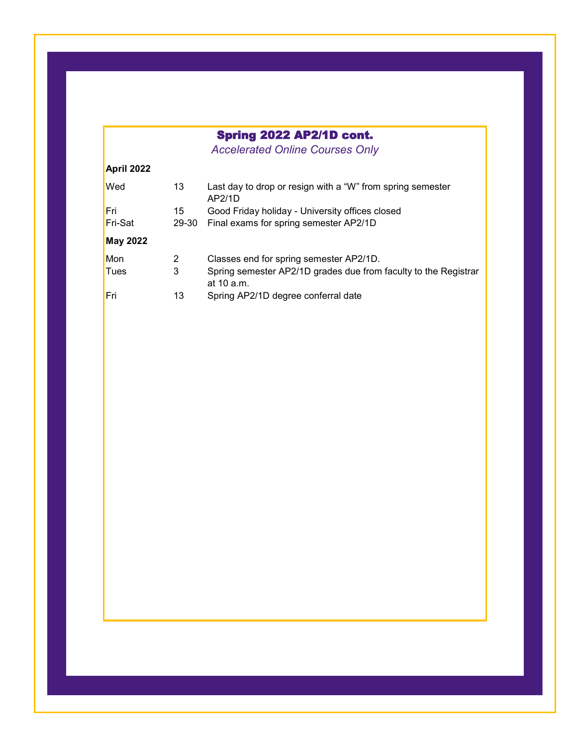## Spring 2022 AP2/1D cont.

*Accelerated Online Courses Only*

**April 2022**

| | | |
|---|---|---|
| Wed | 13 | Last day to drop or resign with a “W” from spring semester AP2/1D |
| Fri | 15 | Good Friday holiday - University offices closed |
| Fri-Sat | 29-30 | Final exams for spring semester AP2/1D |

**May 2022**

| | | |
|---|---|---|
| Mon | 2 | Classes end for spring semester AP2/1D. |
| Tues | 3 | Spring semester AP2/1D grades due from faculty to the Registrar at 10 a.m. |
| Fri | 13 | Spring AP2/1D degree conferral date |